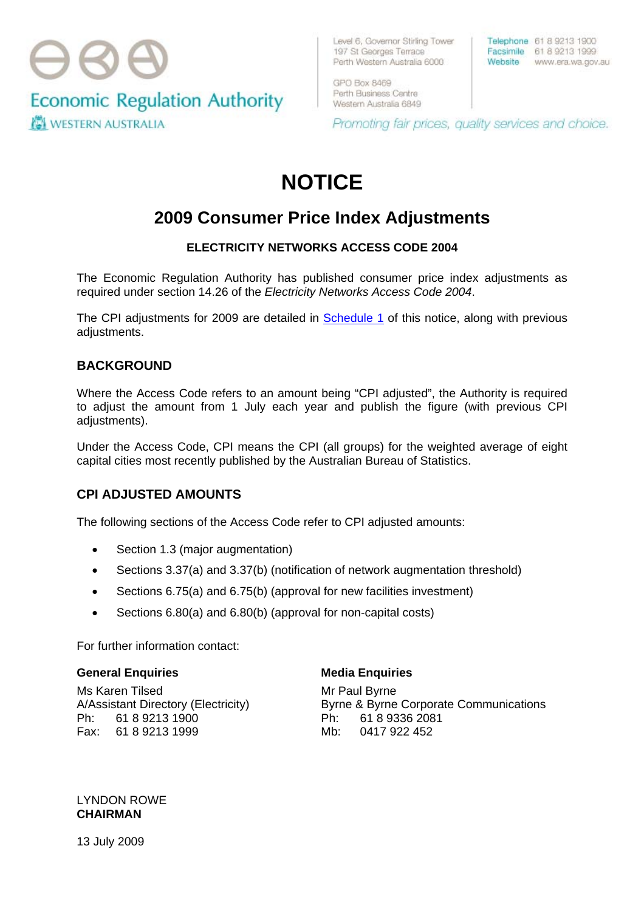Economic Regulation Authority

WESTERN AUSTRALIA

Level 6, Governor Stirling Tower
197 St Georges Terrace
Perth Western Australia 6000

GPO Box 8469
Perth Business Centre
Western Australia 6849

Telephone 61 8 9213 1900
Facsimile 61 8 9213 1999
Website www.era.wa.gov.au

*Promoting fair prices, quality services and choice.*

# NOTICE

## 2009 Consumer Price Index Adjustments

**ELECTRICITY NETWORKS ACCESS CODE 2004**

The Economic Regulation Authority has published consumer price index adjustments as required under section 14.26 of the *Electricity Networks Access Code 2004*.

The CPI adjustments for 2009 are detailed in Schedule 1 of this notice, along with previous adjustments.

### BACKGROUND

Where the Access Code refers to an amount being "CPI adjusted", the Authority is required to adjust the amount from 1 July each year and publish the figure (with previous CPI adjustments).

Under the Access Code, CPI means the CPI (all groups) for the weighted average of eight capital cities most recently published by the Australian Bureau of Statistics.

### CPI ADJUSTED AMOUNTS

The following sections of the Access Code refer to CPI adjusted amounts:

- Section 1.3 (major augmentation)
- Sections 3.37(a) and 3.37(b) (notification of network augmentation threshold)
- Sections 6.75(a) and 6.75(b) (approval for new facilities investment)
- Sections 6.80(a) and 6.80(b) (approval for non-capital costs)

For further information contact:

**General Enquiries**

Ms Karen Tilsed
A/Assistant Directory (Electricity)
Ph: 61 8 9213 1900
Fax: 61 8 9213 1999

**Media Enquiries**

Mr Paul Byrne
Byrne & Byrne Corporate Communications
Ph: 61 8 9336 2081
Mb: 0417 922 452

LYNDON ROWE
**CHAIRMAN**

13 July 2009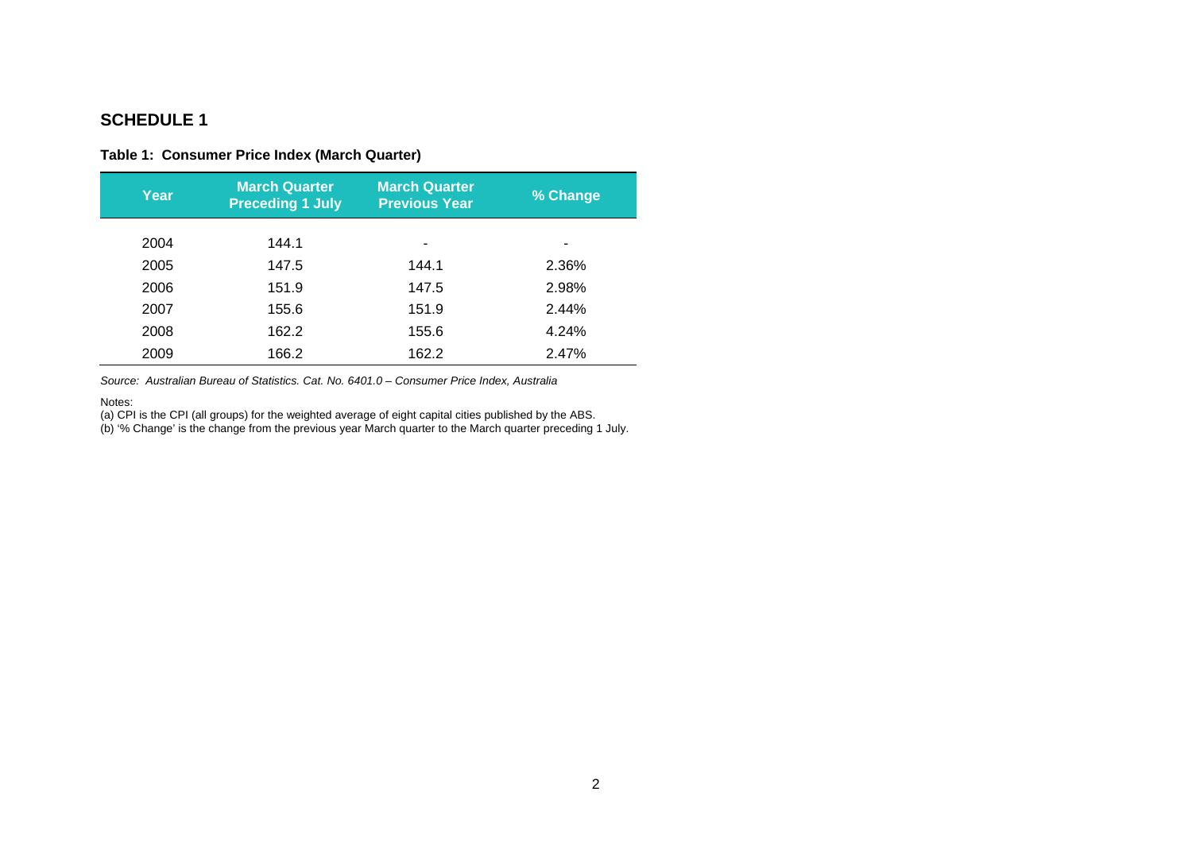## SCHEDULE 1

**Table 1: Consumer Price Index (March Quarter)**

| Year | March Quarter Preceding 1 July | March Quarter Previous Year | % Change |
|---|---|---|---|
| 2004 | 144.1 | - | - |
| 2005 | 147.5 | 144.1 | 2.36% |
| 2006 | 151.9 | 147.5 | 2.98% |
| 2007 | 155.6 | 151.9 | 2.44% |
| 2008 | 162.2 | 155.6 | 4.24% |
| 2009 | 166.2 | 162.2 | 2.47% |

*Source: Australian Bureau of Statistics. Cat. No. 6401.0 – Consumer Price Index, Australia*

Notes:

(a) CPI is the CPI (all groups) for the weighted average of eight capital cities published by the ABS.

(b) '% Change' is the change from the previous year March quarter to the March quarter preceding 1 July.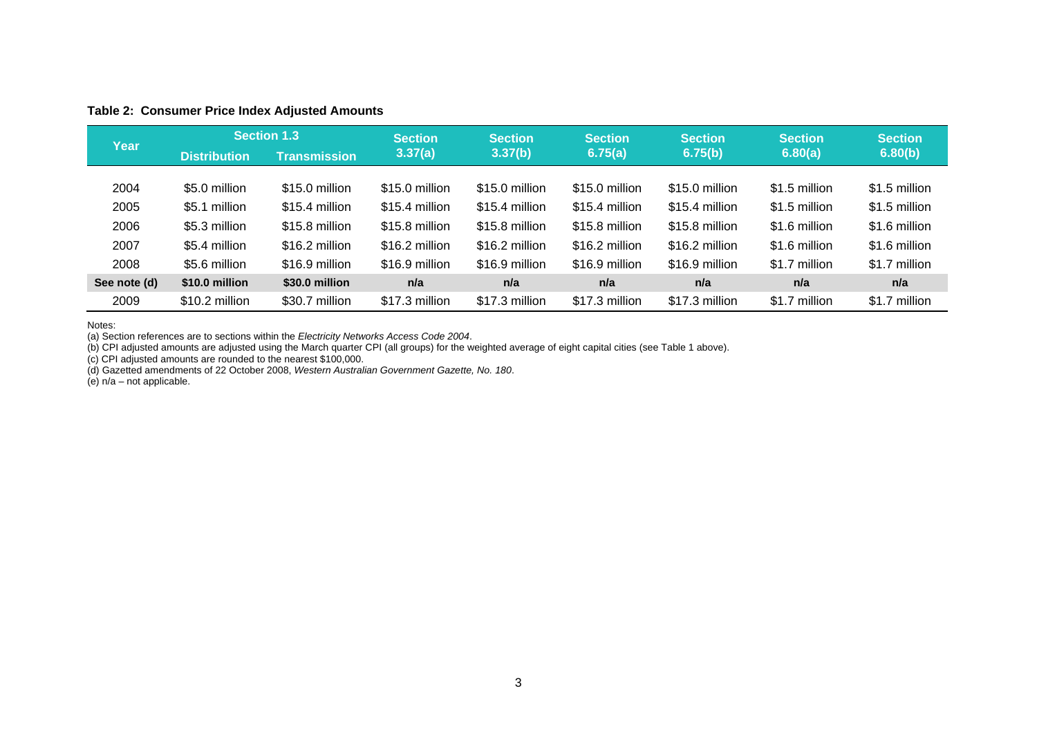**Table 2: Consumer Price Index Adjusted Amounts**

| Year | Section 1.3 | | Section 3.37(a) | Section 3.37(b) | Section 6.75(a) | Section 6.75(b) | Section 6.80(a) | Section 6.80(b) |
|---|---|---|---|---|---|---|---|---|
| | Distribution | Transmission | | | | | | |
| 2004 | $5.0 million | $15.0 million | $15.0 million | $15.0 million | $15.0 million | $15.0 million | $1.5 million | $1.5 million |
| 2005 | $5.1 million | $15.4 million | $15.4 million | $15.4 million | $15.4 million | $15.4 million | $1.5 million | $1.5 million |
| 2006 | $5.3 million | $15.8 million | $15.8 million | $15.8 million | $15.8 million | $15.8 million | $1.6 million | $1.6 million |
| 2007 | $5.4 million | $16.2 million | $16.2 million | $16.2 million | $16.2 million | $16.2 million | $1.6 million | $1.6 million |
| 2008 | $5.6 million | $16.9 million | $16.9 million | $16.9 million | $16.9 million | $16.9 million | $1.7 million | $1.7 million |
| **See note (d)** | **$10.0 million** | **$30.0 million** | **n/a** | **n/a** | **n/a** | **n/a** | **n/a** | **n/a** |
| 2009 | $10.2 million | $30.7 million | $17.3 million | $17.3 million | $17.3 million | $17.3 million | $1.7 million | $1.7 million |

Notes:

(a) Section references are to sections within the *Electricity Networks Access Code 2004*.

(b) CPI adjusted amounts are adjusted using the March quarter CPI (all groups) for the weighted average of eight capital cities (see Table 1 above).

(c) CPI adjusted amounts are rounded to the nearest $100,000.

(d) Gazetted amendments of 22 October 2008, *Western Australian Government Gazette, No. 180*.

(e) n/a – not applicable.